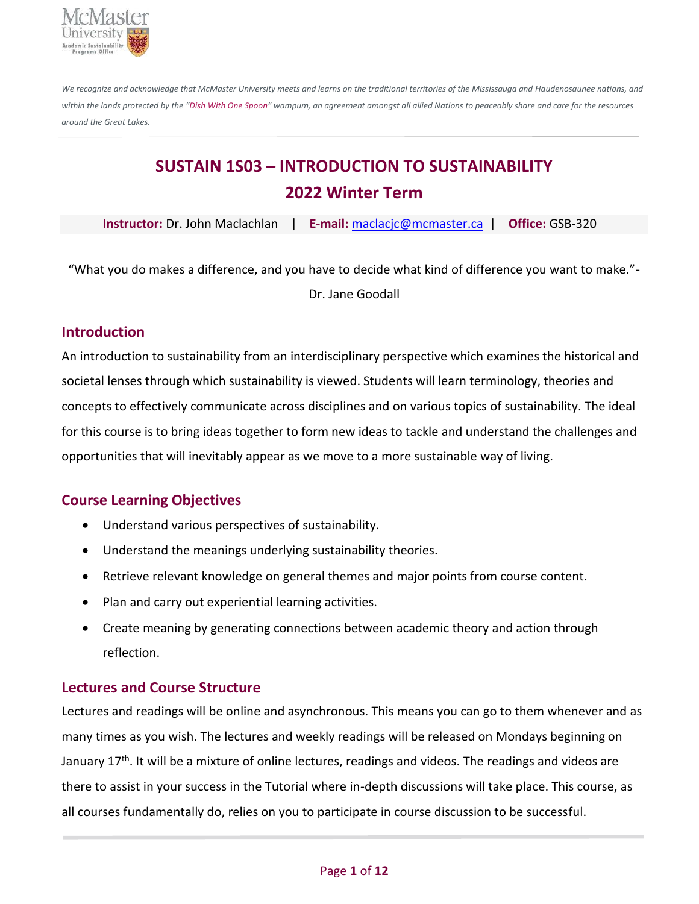*We recognize and acknowledge that McMaster University meets and learns on the traditional territories of the Mississauga and Haudenosaunee nations, and within the lands protected by the "Dish With One Spoon" wampum, an agreement amongst all allied Nations to peaceably share and care for the resources around the Great Lakes.*

# SUSTAIN 1S03 – INTRODUCTION TO SUSTAINABILITY
# 2022 Winter Term

**Instructor:** Dr. John Maclachlan | **E-mail:** maclacjc@mcmaster.ca | **Office:** GSB-320

"What you do makes a difference, and you have to decide what kind of difference you want to make."- Dr. Jane Goodall

## Introduction

An introduction to sustainability from an interdisciplinary perspective which examines the historical and societal lenses through which sustainability is viewed. Students will learn terminology, theories and concepts to effectively communicate across disciplines and on various topics of sustainability. The ideal for this course is to bring ideas together to form new ideas to tackle and understand the challenges and opportunities that will inevitably appear as we move to a more sustainable way of living.

## Course Learning Objectives

- Understand various perspectives of sustainability.
- Understand the meanings underlying sustainability theories.
- Retrieve relevant knowledge on general themes and major points from course content.
- Plan and carry out experiential learning activities.
- Create meaning by generating connections between academic theory and action through reflection.

## Lectures and Course Structure

Lectures and readings will be online and asynchronous. This means you can go to them whenever and as many times as you wish. The lectures and weekly readings will be released on Mondays beginning on January 17th. It will be a mixture of online lectures, readings and videos. The readings and videos are there to assist in your success in the Tutorial where in-depth discussions will take place. This course, as all courses fundamentally do, relies on you to participate in course discussion to be successful.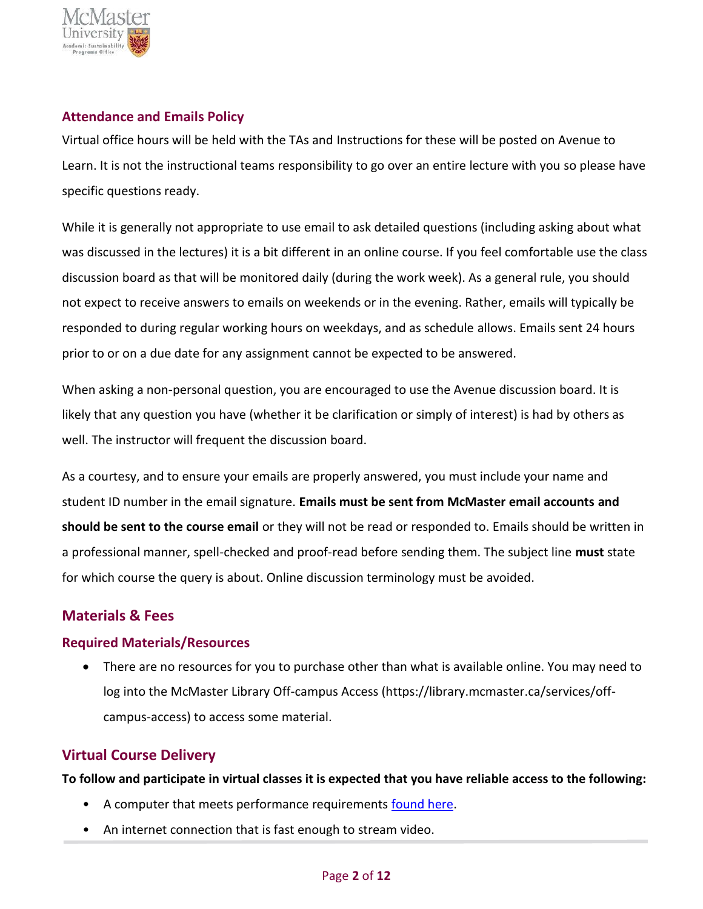## Attendance and Emails Policy

Virtual office hours will be held with the TAs and Instructions for these will be posted on Avenue to Learn. It is not the instructional teams responsibility to go over an entire lecture with you so please have specific questions ready.

While it is generally not appropriate to use email to ask detailed questions (including asking about what was discussed in the lectures) it is a bit different in an online course. If you feel comfortable use the class discussion board as that will be monitored daily (during the work week). As a general rule, you should not expect to receive answers to emails on weekends or in the evening. Rather, emails will typically be responded to during regular working hours on weekdays, and as schedule allows. Emails sent 24 hours prior to or on a due date for any assignment cannot be expected to be answered.

When asking a non-personal question, you are encouraged to use the Avenue discussion board. It is likely that any question you have (whether it be clarification or simply of interest) is had by others as well. The instructor will frequent the discussion board.

As a courtesy, and to ensure your emails are properly answered, you must include your name and student ID number in the email signature. **Emails must be sent from McMaster email accounts and should be sent to the course email** or they will not be read or responded to. Emails should be written in a professional manner, spell-checked and proof-read before sending them. The subject line **must** state for which course the query is about. Online discussion terminology must be avoided.

## Materials & Fees

### Required Materials/Resources

- There are no resources for you to purchase other than what is available online. You may need to log into the McMaster Library Off-campus Access (https://library.mcmaster.ca/services/off-campus-access) to access some material.

## Virtual Course Delivery

**To follow and participate in virtual classes it is expected that you have reliable access to the following:**

- A computer that meets performance requirements found here.
- An internet connection that is fast enough to stream video.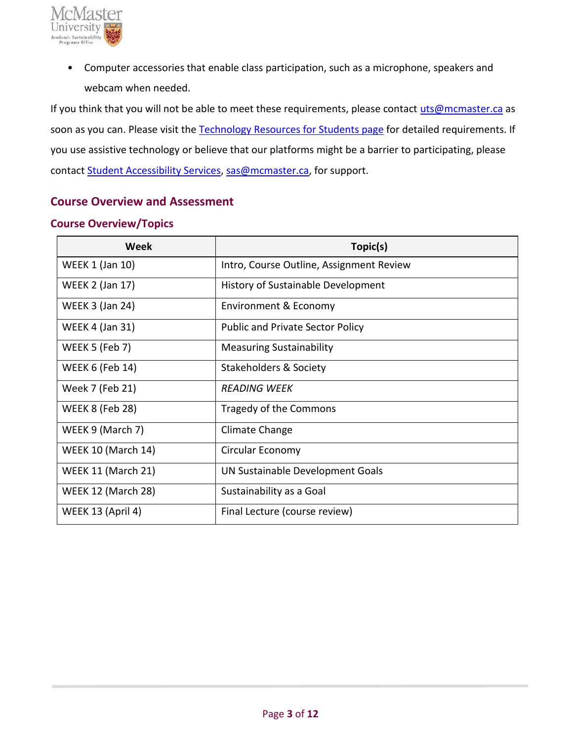- Computer accessories that enable class participation, such as a microphone, speakers and webcam when needed.

If you think that you will not be able to meet these requirements, please contact uts@mcmaster.ca as soon as you can. Please visit the Technology Resources for Students page for detailed requirements. If you use assistive technology or believe that our platforms might be a barrier to participating, please contact Student Accessibility Services, sas@mcmaster.ca, for support.

## Course Overview and Assessment

### Course Overview/Topics

| Week | Topic(s) |
|---|---|
| WEEK 1 (Jan 10) | Intro, Course Outline, Assignment Review |
| WEEK 2 (Jan 17) | History of Sustainable Development |
| WEEK 3 (Jan 24) | Environment & Economy |
| WEEK 4 (Jan 31) | Public and Private Sector Policy |
| WEEK 5 (Feb 7) | Measuring Sustainability |
| WEEK 6 (Feb 14) | Stakeholders & Society |
| Week 7 (Feb 21) | *READING WEEK* |
| WEEK 8 (Feb 28) | Tragedy of the Commons |
| WEEK 9 (March 7) | Climate Change |
| WEEK 10 (March 14) | Circular Economy |
| WEEK 11 (March 21) | UN Sustainable Development Goals |
| WEEK 12 (March 28) | Sustainability as a Goal |
| WEEK 13 (April 4) | Final Lecture (course review) |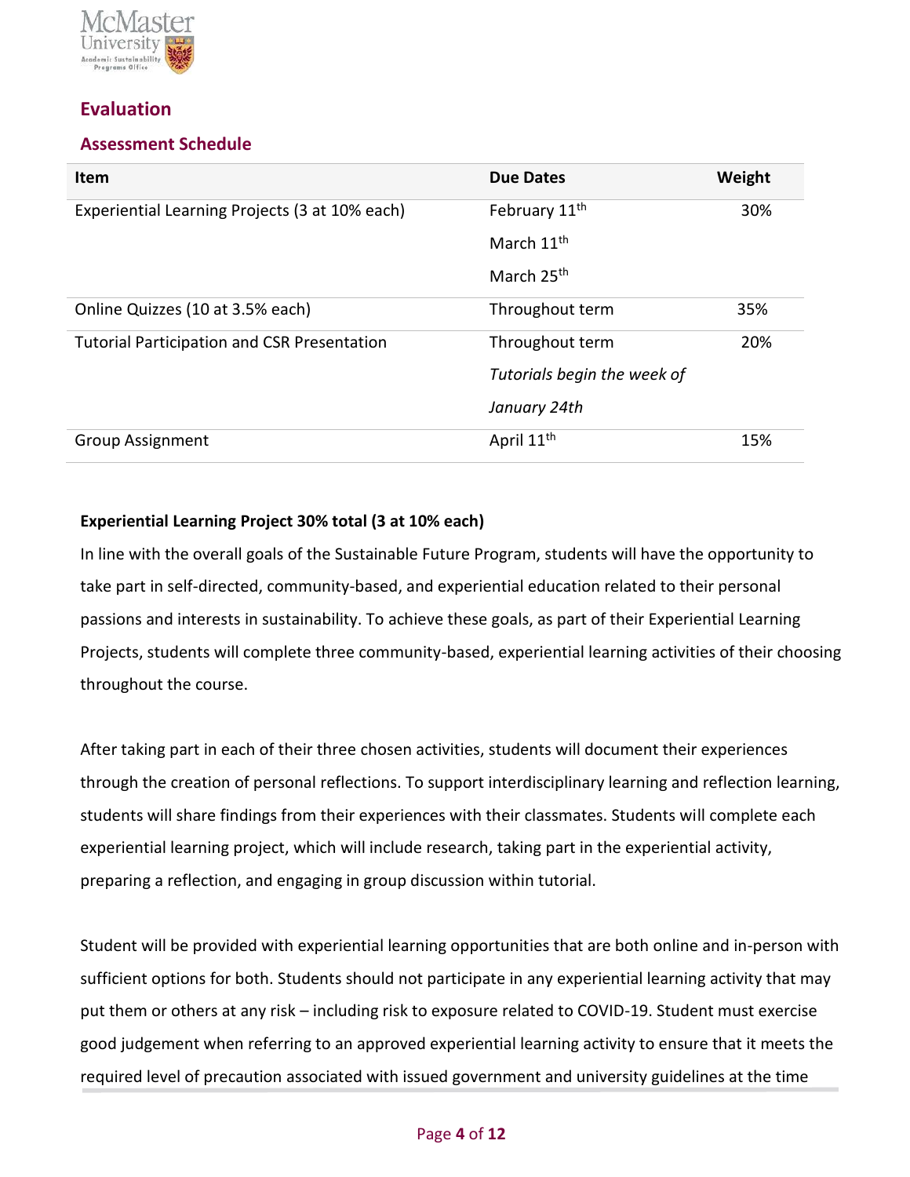## Evaluation

### Assessment Schedule

| Item | Due Dates | Weight |
|---|---|---|
| Experiential Learning Projects (3 at 10% each) | February 11th<br>March 11th<br>March 25th | 30% |
| Online Quizzes (10 at 3.5% each) | Throughout term | 35% |
| Tutorial Participation and CSR Presentation | Throughout term<br>*Tutorials begin the week of January 24th* | 20% |
| Group Assignment | April 11th | 15% |

**Experiential Learning Project 30% total (3 at 10% each)**

In line with the overall goals of the Sustainable Future Program, students will have the opportunity to take part in self-directed, community-based, and experiential education related to their personal passions and interests in sustainability. To achieve these goals, as part of their Experiential Learning Projects, students will complete three community-based, experiential learning activities of their choosing throughout the course.

After taking part in each of their three chosen activities, students will document their experiences through the creation of personal reflections. To support interdisciplinary learning and reflection learning, students will share findings from their experiences with their classmates. Students will complete each experiential learning project, which will include research, taking part in the experiential activity, preparing a reflection, and engaging in group discussion within tutorial.

Student will be provided with experiential learning opportunities that are both online and in-person with sufficient options for both. Students should not participate in any experiential learning activity that may put them or others at any risk – including risk to exposure related to COVID-19. Student must exercise good judgement when referring to an approved experiential learning activity to ensure that it meets the required level of precaution associated with issued government and university guidelines at the time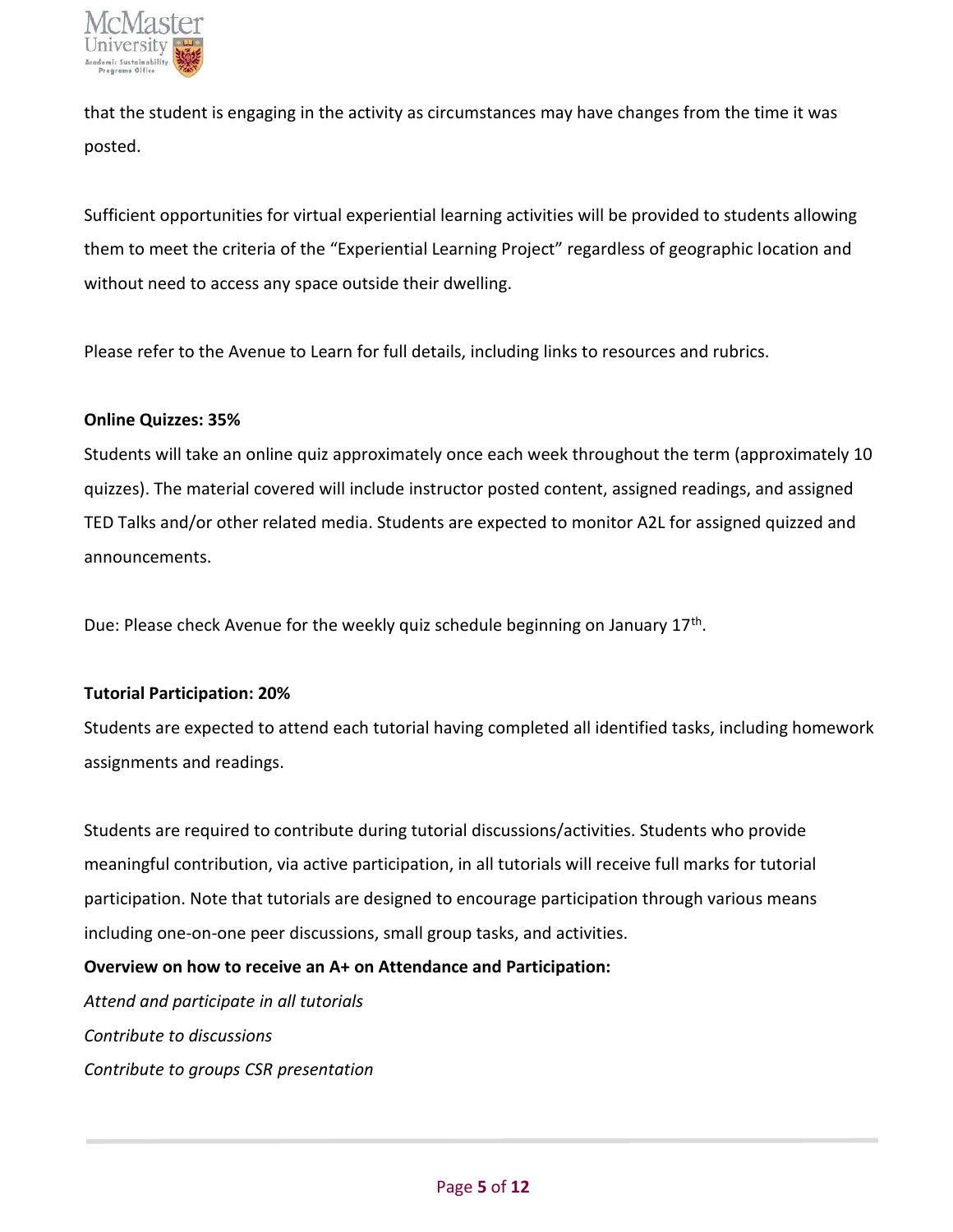that the student is engaging in the activity as circumstances may have changes from the time it was posted.

Sufficient opportunities for virtual experiential learning activities will be provided to students allowing them to meet the criteria of the "Experiential Learning Project" regardless of geographic location and without need to access any space outside their dwelling.

Please refer to the Avenue to Learn for full details, including links to resources and rubrics.

**Online Quizzes: 35%**

Students will take an online quiz approximately once each week throughout the term (approximately 10 quizzes). The material covered will include instructor posted content, assigned readings, and assigned TED Talks and/or other related media. Students are expected to monitor A2L for assigned quizzed and announcements.

Due: Please check Avenue for the weekly quiz schedule beginning on January 17th.

**Tutorial Participation: 20%**

Students are expected to attend each tutorial having completed all identified tasks, including homework assignments and readings.

Students are required to contribute during tutorial discussions/activities. Students who provide meaningful contribution, via active participation, in all tutorials will receive full marks for tutorial participation. Note that tutorials are designed to encourage participation through various means including one-on-one peer discussions, small group tasks, and activities.

**Overview on how to receive an A+ on Attendance and Participation:**

*Attend and participate in all tutorials*

*Contribute to discussions*

*Contribute to groups CSR presentation*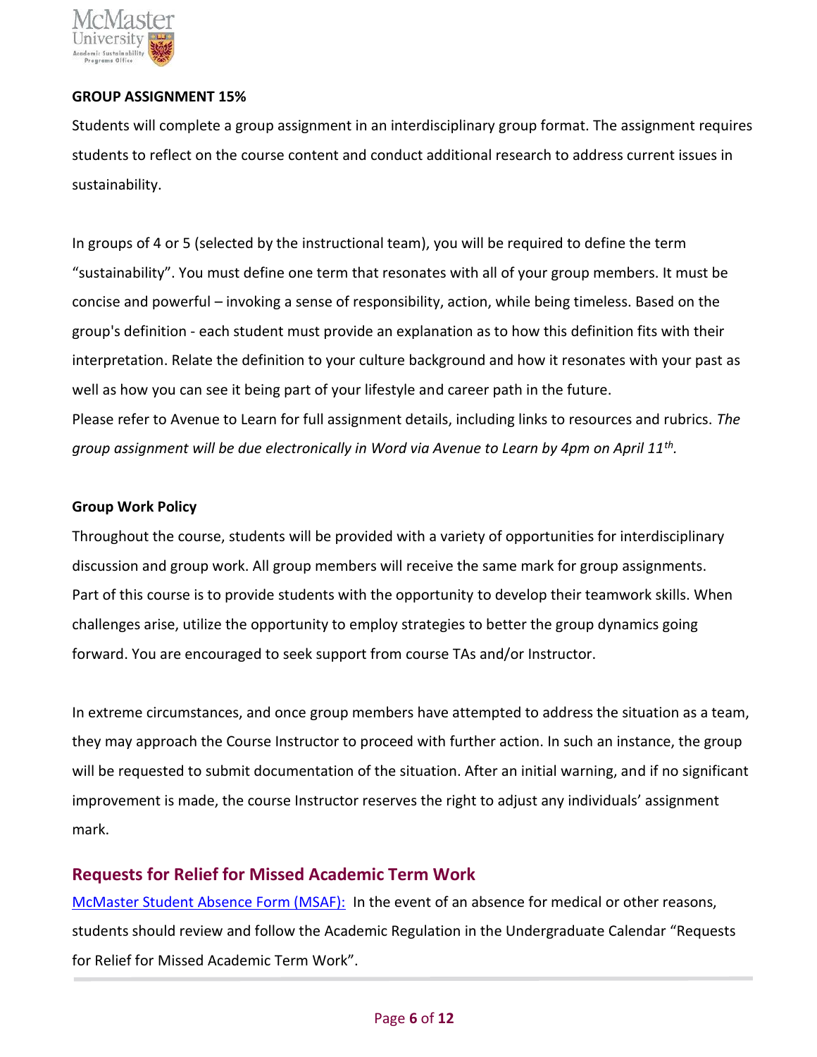**GROUP ASSIGNMENT 15%**

Students will complete a group assignment in an interdisciplinary group format. The assignment requires students to reflect on the course content and conduct additional research to address current issues in sustainability.

In groups of 4 or 5 (selected by the instructional team), you will be required to define the term "sustainability". You must define one term that resonates with all of your group members. It must be concise and powerful – invoking a sense of responsibility, action, while being timeless. Based on the group's definition - each student must provide an explanation as to how this definition fits with their interpretation. Relate the definition to your culture background and how it resonates with your past as well as how you can see it being part of your lifestyle and career path in the future.

Please refer to Avenue to Learn for full assignment details, including links to resources and rubrics. *The group assignment will be due electronically in Word via Avenue to Learn by 4pm on April 11th.*

**Group Work Policy**

Throughout the course, students will be provided with a variety of opportunities for interdisciplinary discussion and group work. All group members will receive the same mark for group assignments. Part of this course is to provide students with the opportunity to develop their teamwork skills. When challenges arise, utilize the opportunity to employ strategies to better the group dynamics going forward. You are encouraged to seek support from course TAs and/or Instructor.

In extreme circumstances, and once group members have attempted to address the situation as a team, they may approach the Course Instructor to proceed with further action. In such an instance, the group will be requested to submit documentation of the situation. After an initial warning, and if no significant improvement is made, the course Instructor reserves the right to adjust any individuals' assignment mark.

## Requests for Relief for Missed Academic Term Work

McMaster Student Absence Form (MSAF): In the event of an absence for medical or other reasons, students should review and follow the Academic Regulation in the Undergraduate Calendar "Requests for Relief for Missed Academic Term Work".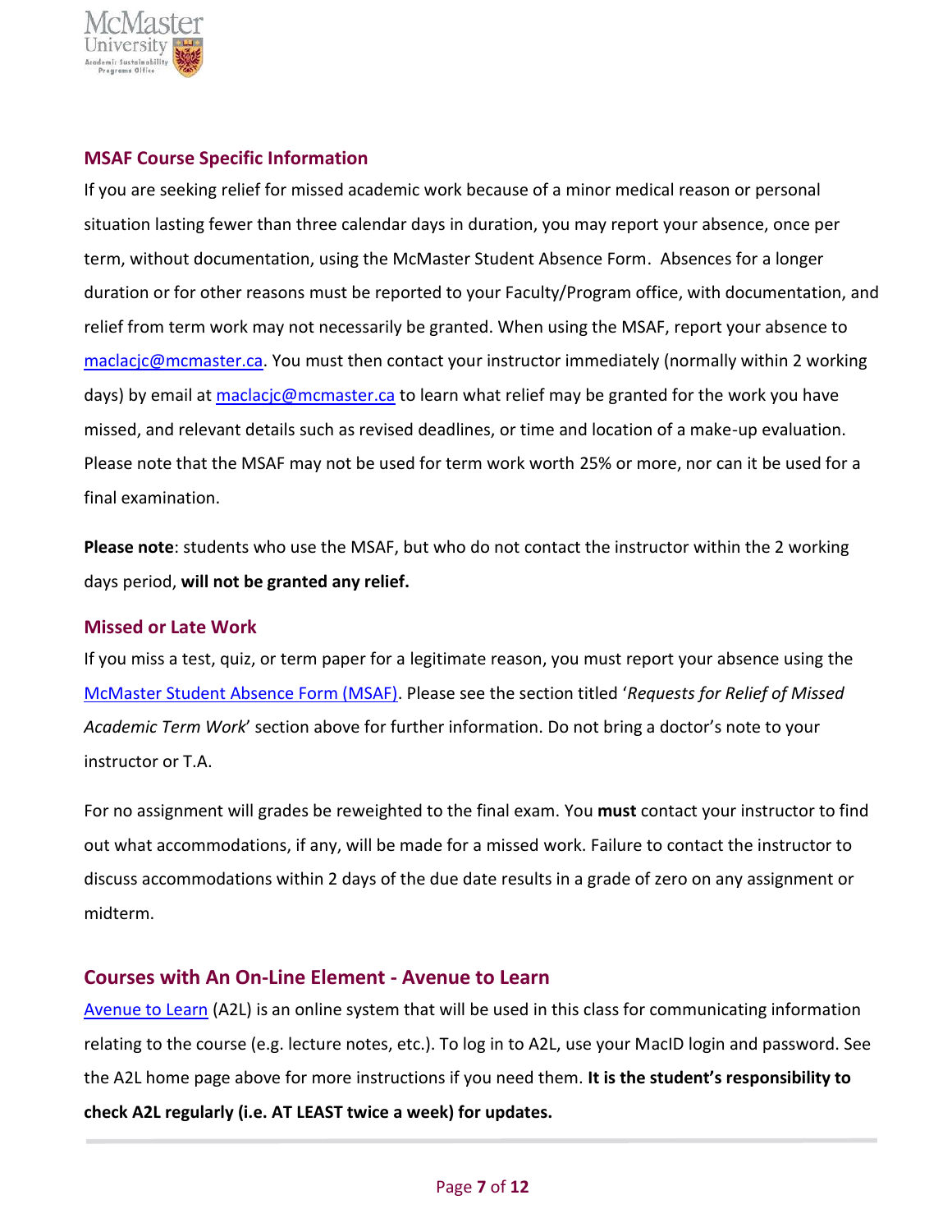## MSAF Course Specific Information

If you are seeking relief for missed academic work because of a minor medical reason or personal situation lasting fewer than three calendar days in duration, you may report your absence, once per term, without documentation, using the McMaster Student Absence Form. Absences for a longer duration or for other reasons must be reported to your Faculty/Program office, with documentation, and relief from term work may not necessarily be granted. When using the MSAF, report your absence to [maclacjc@mcmaster.ca](mailto:maclacjc@mcmaster.ca). You must then contact your instructor immediately (normally within 2 working days) by email at [maclacjc@mcmaster.ca](mailto:maclacjc@mcmaster.ca) to learn what relief may be granted for the work you have missed, and relevant details such as revised deadlines, or time and location of a make-up evaluation. Please note that the MSAF may not be used for term work worth 25% or more, nor can it be used for a final examination.

**Please note**: students who use the MSAF, but who do not contact the instructor within the 2 working days period, **will not be granted any relief.**

## Missed or Late Work

If you miss a test, quiz, or term paper for a legitimate reason, you must report your absence using the McMaster Student Absence Form (MSAF). Please see the section titled '*Requests for Relief of Missed Academic Term Work*' section above for further information. Do not bring a doctor's note to your instructor or T.A.

For no assignment will grades be reweighted to the final exam. You **must** contact your instructor to find out what accommodations, if any, will be made for a missed work. Failure to contact the instructor to discuss accommodations within 2 days of the due date results in a grade of zero on any assignment or midterm.

## Courses with An On-Line Element - Avenue to Learn

Avenue to Learn (A2L) is an online system that will be used in this class for communicating information relating to the course (e.g. lecture notes, etc.). To log in to A2L, use your MacID login and password. See the A2L home page above for more instructions if you need them. **It is the student's responsibility to check A2L regularly (i.e. AT LEAST twice a week) for updates.**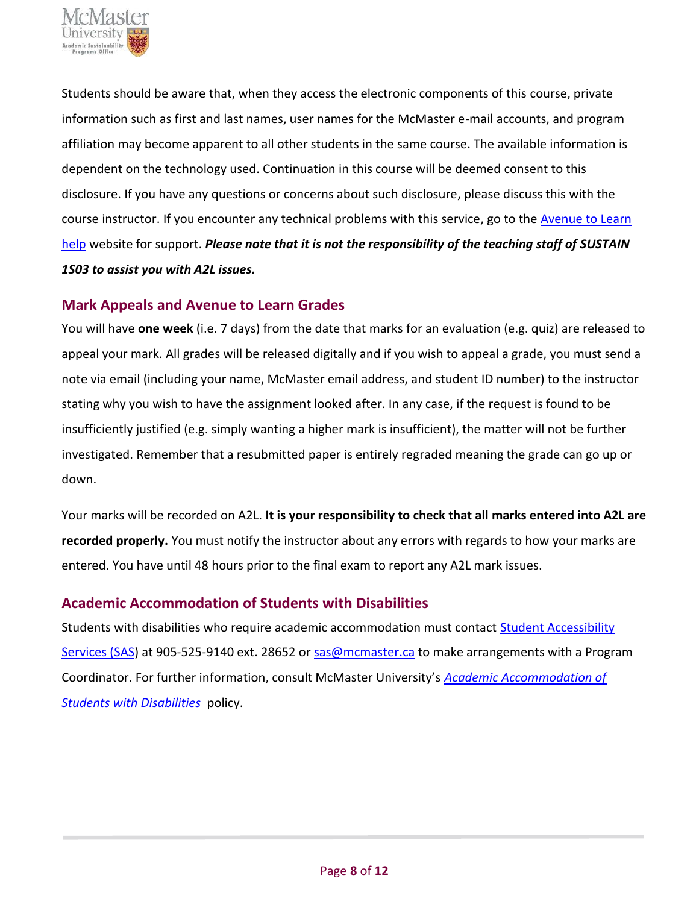Students should be aware that, when they access the electronic components of this course, private information such as first and last names, user names for the McMaster e-mail accounts, and program affiliation may become apparent to all other students in the same course. The available information is dependent on the technology used. Continuation in this course will be deemed consent to this disclosure. If you have any questions or concerns about such disclosure, please discuss this with the course instructor. If you encounter any technical problems with this service, go to the [Avenue to Learn help](Avenue to Learn help) website for support. ***Please note that it is not the responsibility of the teaching staff of SUSTAIN 1S03 to assist you with A2L issues.***

## Mark Appeals and Avenue to Learn Grades

You will have **one week** (i.e. 7 days) from the date that marks for an evaluation (e.g. quiz) are released to appeal your mark. All grades will be released digitally and if you wish to appeal a grade, you must send a note via email (including your name, McMaster email address, and student ID number) to the instructor stating why you wish to have the assignment looked after. In any case, if the request is found to be insufficiently justified (e.g. simply wanting a higher mark is insufficient), the matter will not be further investigated. Remember that a resubmitted paper is entirely regraded meaning the grade can go up or down.

Your marks will be recorded on A2L. **It is your responsibility to check that all marks entered into A2L are recorded properly.** You must notify the instructor about any errors with regards to how your marks are entered. You have until 48 hours prior to the final exam to report any A2L mark issues.

## Academic Accommodation of Students with Disabilities

Students with disabilities who require academic accommodation must contact Student Accessibility Services (SAS) at 905-525-9140 ext. 28652 or sas@mcmaster.ca to make arrangements with a Program Coordinator. For further information, consult McMaster University's *Academic Accommodation of Students with Disabilities* policy.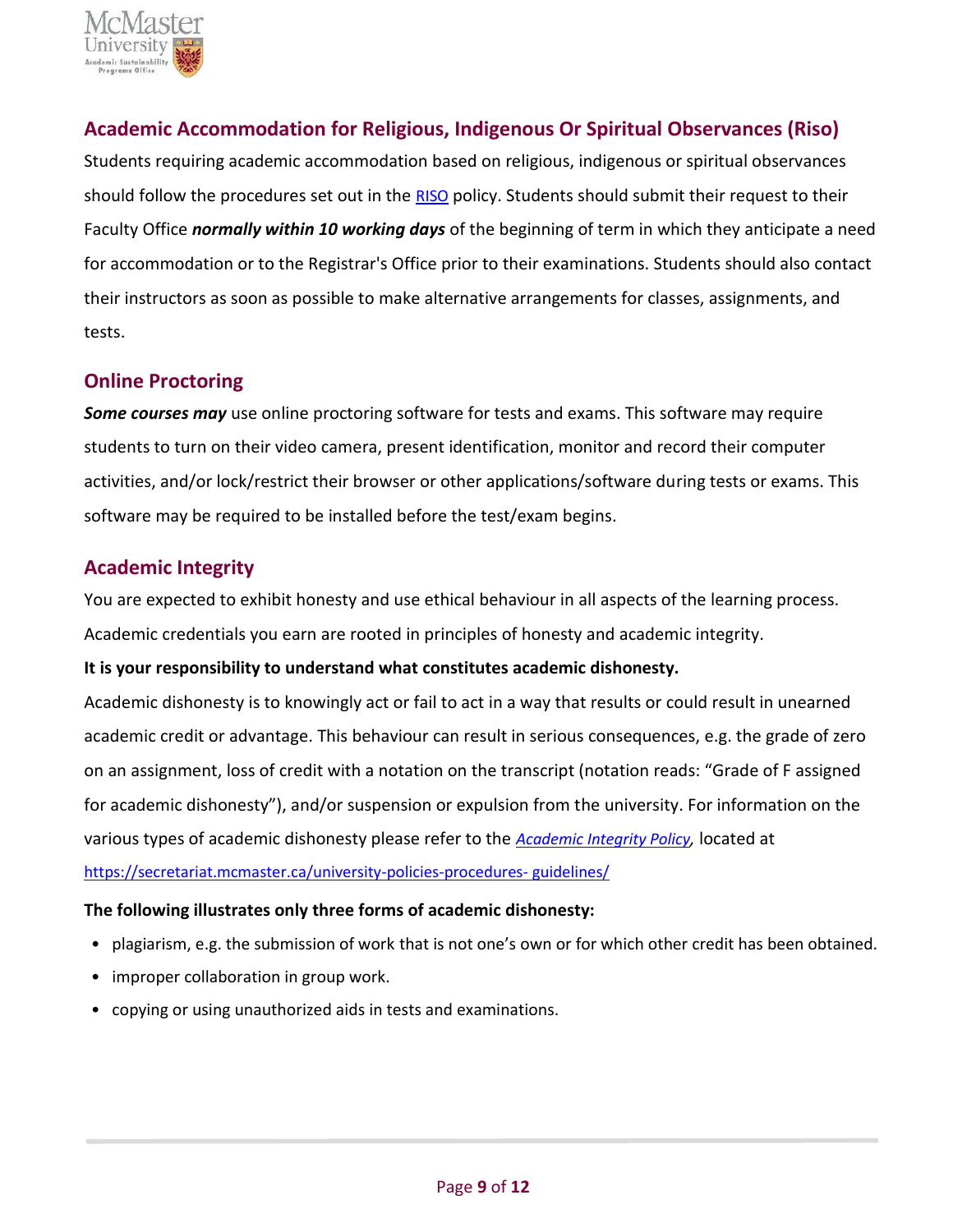## Academic Accommodation for Religious, Indigenous Or Spiritual Observances (Riso)

Students requiring academic accommodation based on religious, indigenous or spiritual observances should follow the procedures set out in the RISO policy. Students should submit their request to their Faculty Office ***normally within 10 working days*** of the beginning of term in which they anticipate a need for accommodation or to the Registrar's Office prior to their examinations. Students should also contact their instructors as soon as possible to make alternative arrangements for classes, assignments, and tests.

## Online Proctoring

***Some courses may*** use online proctoring software for tests and exams. This software may require students to turn on their video camera, present identification, monitor and record their computer activities, and/or lock/restrict their browser or other applications/software during tests or exams. This software may be required to be installed before the test/exam begins.

## Academic Integrity

You are expected to exhibit honesty and use ethical behaviour in all aspects of the learning process. Academic credentials you earn are rooted in principles of honesty and academic integrity.

**It is your responsibility to understand what constitutes academic dishonesty.**

Academic dishonesty is to knowingly act or fail to act in a way that results or could result in unearned academic credit or advantage. This behaviour can result in serious consequences, e.g. the grade of zero on an assignment, loss of credit with a notation on the transcript (notation reads: "Grade of F assigned for academic dishonesty"), and/or suspension or expulsion from the university. For information on the various types of academic dishonesty please refer to the *Academic Integrity Policy*, located at https://secretariat.mcmaster.ca/university-policies-procedures- guidelines/

**The following illustrates only three forms of academic dishonesty:**

- plagiarism, e.g. the submission of work that is not one's own or for which other credit has been obtained.
- improper collaboration in group work.
- copying or using unauthorized aids in tests and examinations.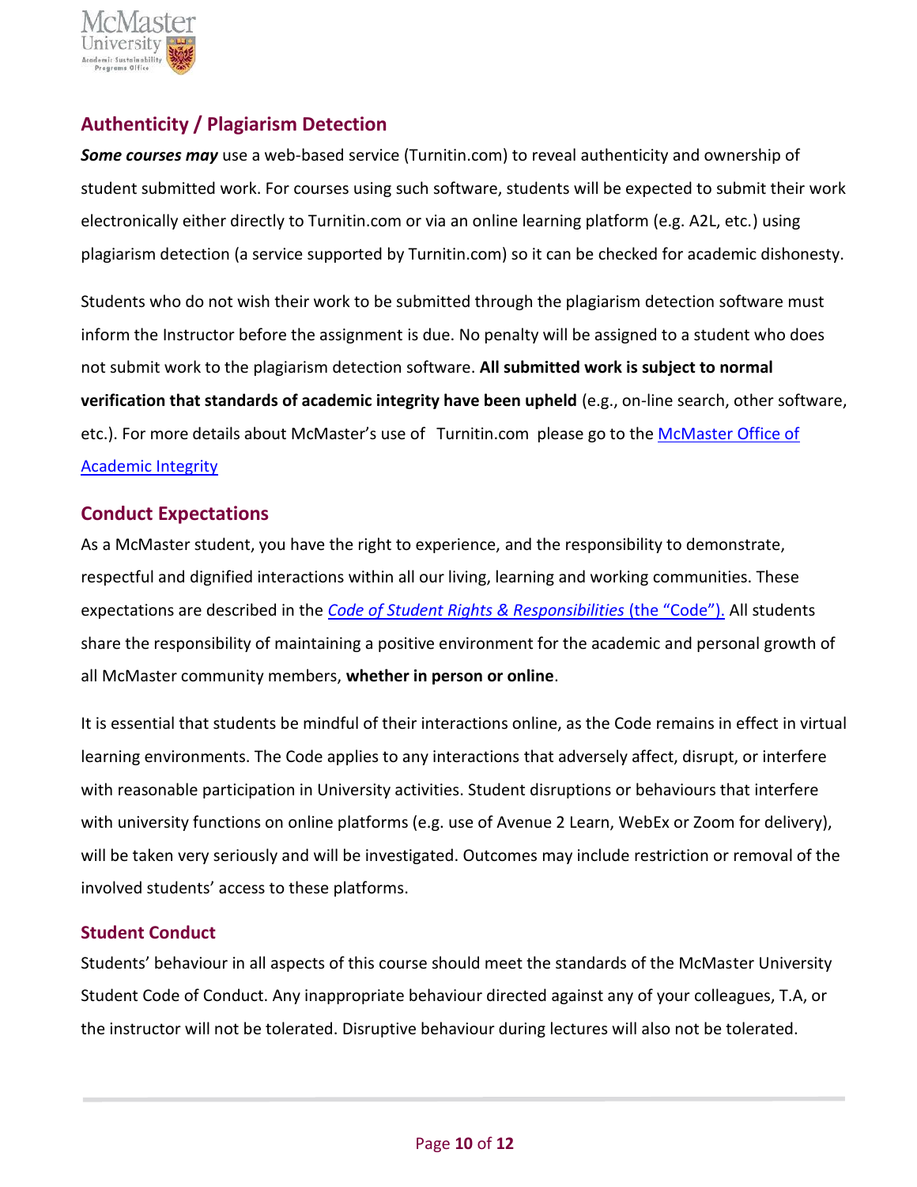## Authenticity / Plagiarism Detection

***Some courses may*** use a web-based service (Turnitin.com) to reveal authenticity and ownership of student submitted work. For courses using such software, students will be expected to submit their work electronically either directly to Turnitin.com or via an online learning platform (e.g. A2L, etc.) using plagiarism detection (a service supported by Turnitin.com) so it can be checked for academic dishonesty.

Students who do not wish their work to be submitted through the plagiarism detection software must inform the Instructor before the assignment is due. No penalty will be assigned to a student who does not submit work to the plagiarism detection software. **All submitted work is subject to normal verification that standards of academic integrity have been upheld** (e.g., on-line search, other software, etc.). For more details about McMaster's use of Turnitin.com please go to the McMaster Office of Academic Integrity

## Conduct Expectations

As a McMaster student, you have the right to experience, and the responsibility to demonstrate, respectful and dignified interactions within all our living, learning and working communities. These expectations are described in the *Code of Student Rights & Responsibilities* (the "Code"). All students share the responsibility of maintaining a positive environment for the academic and personal growth of all McMaster community members, **whether in person or online**.

It is essential that students be mindful of their interactions online, as the Code remains in effect in virtual learning environments. The Code applies to any interactions that adversely affect, disrupt, or interfere with reasonable participation in University activities. Student disruptions or behaviours that interfere with university functions on online platforms (e.g. use of Avenue 2 Learn, WebEx or Zoom for delivery), will be taken very seriously and will be investigated. Outcomes may include restriction or removal of the involved students' access to these platforms.

### Student Conduct

Students' behaviour in all aspects of this course should meet the standards of the McMaster University Student Code of Conduct. Any inappropriate behaviour directed against any of your colleagues, T.A, or the instructor will not be tolerated. Disruptive behaviour during lectures will also not be tolerated.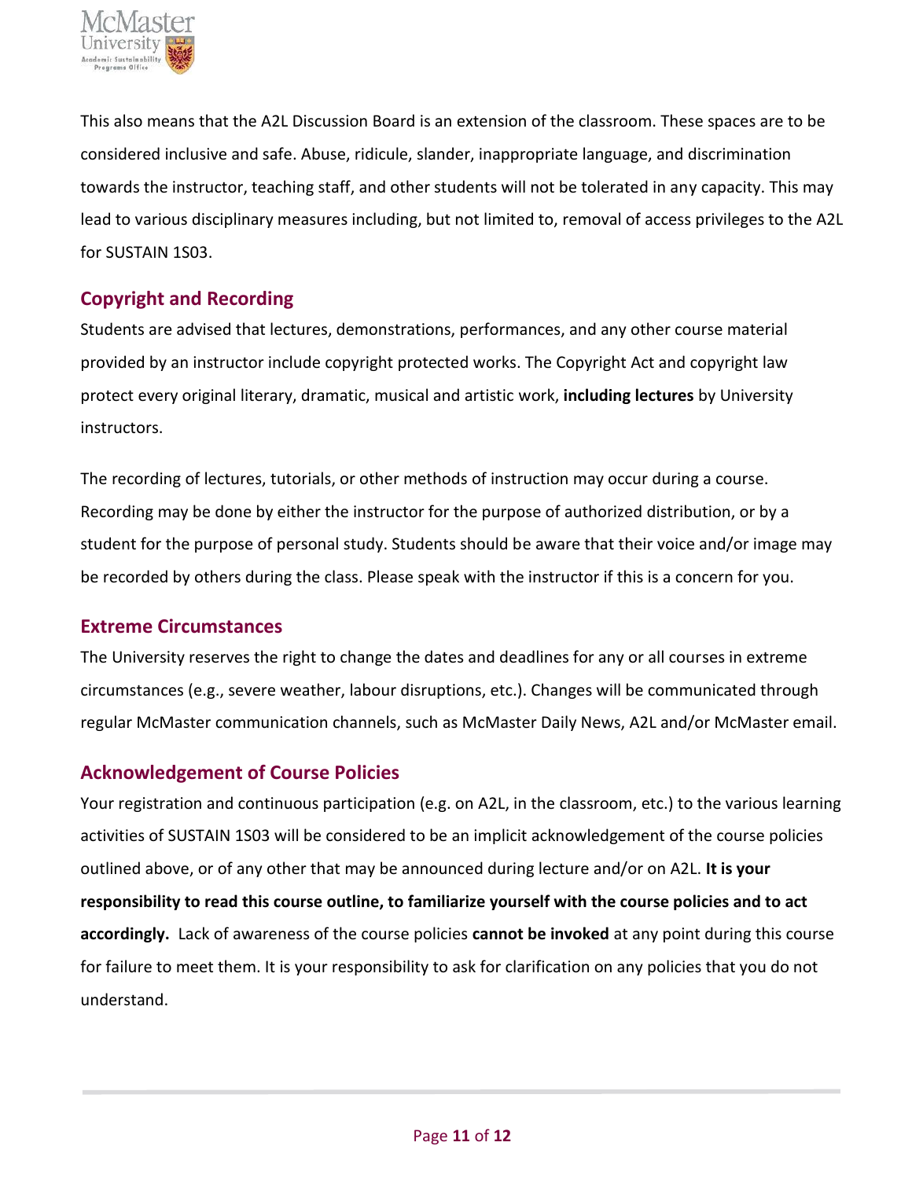This also means that the A2L Discussion Board is an extension of the classroom. These spaces are to be considered inclusive and safe. Abuse, ridicule, slander, inappropriate language, and discrimination towards the instructor, teaching staff, and other students will not be tolerated in any capacity. This may lead to various disciplinary measures including, but not limited to, removal of access privileges to the A2L for SUSTAIN 1S03.

## Copyright and Recording

Students are advised that lectures, demonstrations, performances, and any other course material provided by an instructor include copyright protected works. The Copyright Act and copyright law protect every original literary, dramatic, musical and artistic work, **including lectures** by University instructors.

The recording of lectures, tutorials, or other methods of instruction may occur during a course. Recording may be done by either the instructor for the purpose of authorized distribution, or by a student for the purpose of personal study. Students should be aware that their voice and/or image may be recorded by others during the class. Please speak with the instructor if this is a concern for you.

## Extreme Circumstances

The University reserves the right to change the dates and deadlines for any or all courses in extreme circumstances (e.g., severe weather, labour disruptions, etc.). Changes will be communicated through regular McMaster communication channels, such as McMaster Daily News, A2L and/or McMaster email.

## Acknowledgement of Course Policies

Your registration and continuous participation (e.g. on A2L, in the classroom, etc.) to the various learning activities of SUSTAIN 1S03 will be considered to be an implicit acknowledgement of the course policies outlined above, or of any other that may be announced during lecture and/or on A2L. **It is your responsibility to read this course outline, to familiarize yourself with the course policies and to act accordingly.** Lack of awareness of the course policies **cannot be invoked** at any point during this course for failure to meet them. It is your responsibility to ask for clarification on any policies that you do not understand.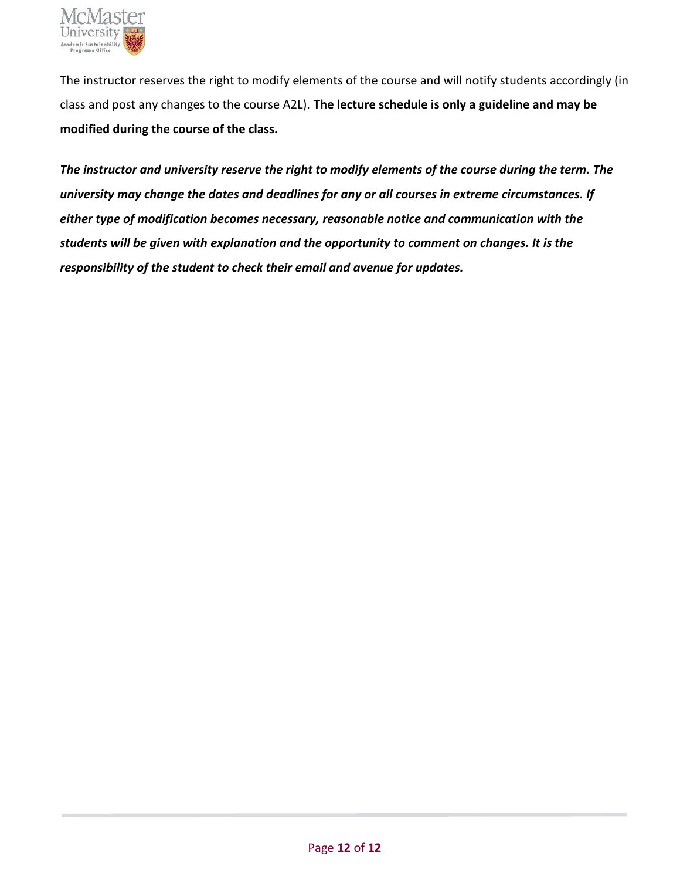The instructor reserves the right to modify elements of the course and will notify students accordingly (in class and post any changes to the course A2L). **The lecture schedule is only a guideline and may be modified during the course of the class.**

***The instructor and university reserve the right to modify elements of the course during the term. The university may change the dates and deadlines for any or all courses in extreme circumstances. If either type of modification becomes necessary, reasonable notice and communication with the students will be given with explanation and the opportunity to comment on changes. It is the responsibility of the student to check their email and avenue for updates.***